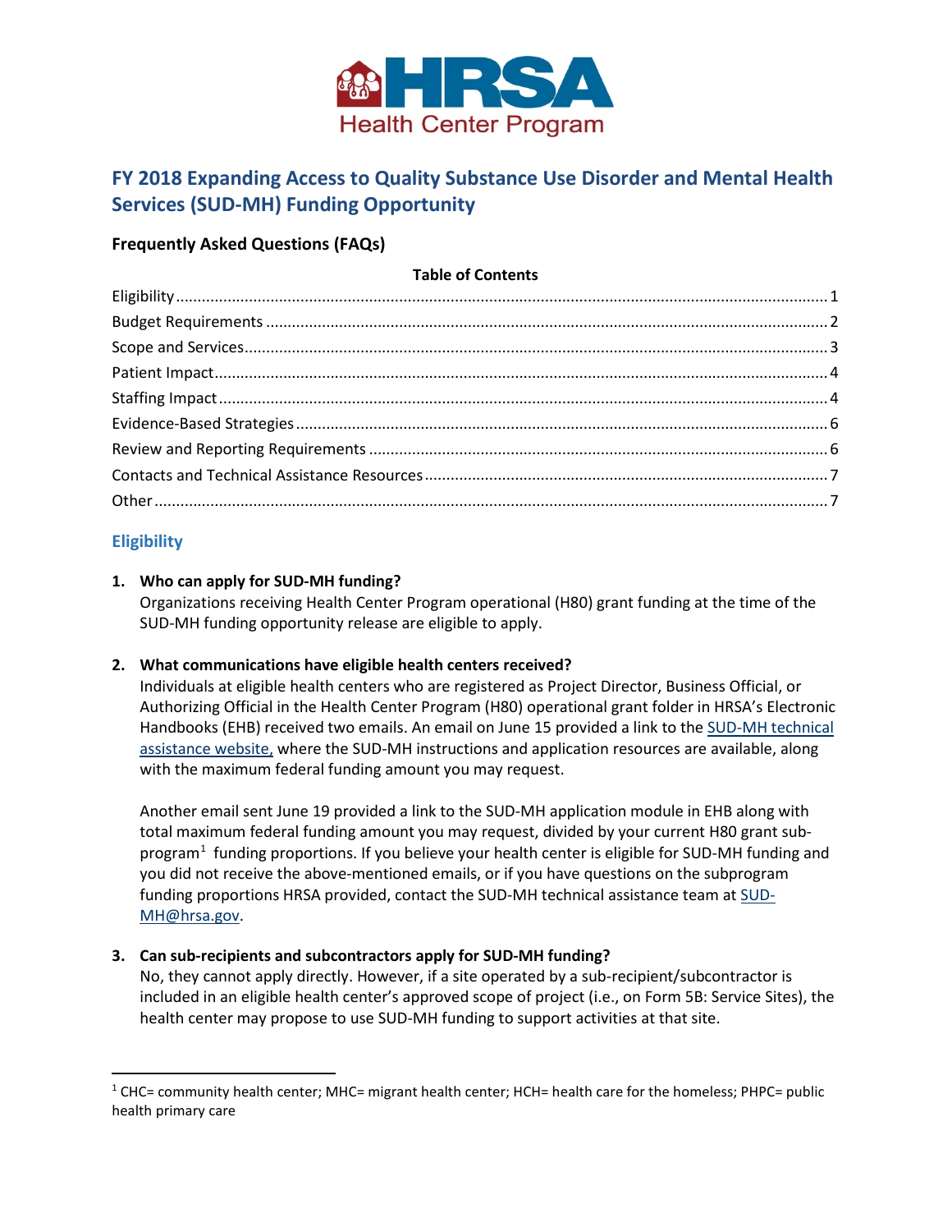# FY 2018 Expanding Access to Quality Substance Use Disorder and Mental Health Services (SUD-MH) Funding Opportunity

## Frequently Asked Questions (FAQs)

**Table of Contents**

| | |
|---|---|
| Eligibility | 1 |
| Budget Requirements | 2 |
| Scope and Services | 3 |
| Patient Impact | 4 |
| Staffing Impact | 4 |
| Evidence-Based Strategies | 6 |
| Review and Reporting Requirements | 6 |
| Contacts and Technical Assistance Resources | 7 |
| Other | 7 |

## Eligibility

1. **Who can apply for SUD-MH funding?**
   Organizations receiving Health Center Program operational (H80) grant funding at the time of the SUD-MH funding opportunity release are eligible to apply.

2. **What communications have eligible health centers received?**
   Individuals at eligible health centers who are registered as Project Director, Business Official, or Authorizing Official in the Health Center Program (H80) operational grant folder in HRSA's Electronic Handbooks (EHB) received two emails. An email on June 15 provided a link to the SUD-MH technical assistance website, where the SUD-MH instructions and application resources are available, along with the maximum federal funding amount you may request.

   Another email sent June 19 provided a link to the SUD-MH application module in EHB along with total maximum federal funding amount you may request, divided by your current H80 grant sub-program[1] funding proportions. If you believe your health center is eligible for SUD-MH funding and you did not receive the above-mentioned emails, or if you have questions on the subprogram funding proportions HRSA provided, contact the SUD-MH technical assistance team at SUD-MH@hrsa.gov.

3. **Can sub-recipients and subcontractors apply for SUD-MH funding?**
   No, they cannot apply directly. However, if a site operated by a sub-recipient/subcontractor is included in an eligible health center's approved scope of project (i.e., on Form 5B: Service Sites), the health center may propose to use SUD-MH funding to support activities at that site.

---

[1] CHC= community health center; MHC= migrant health center; HCH= health care for the homeless; PHPC= public health primary care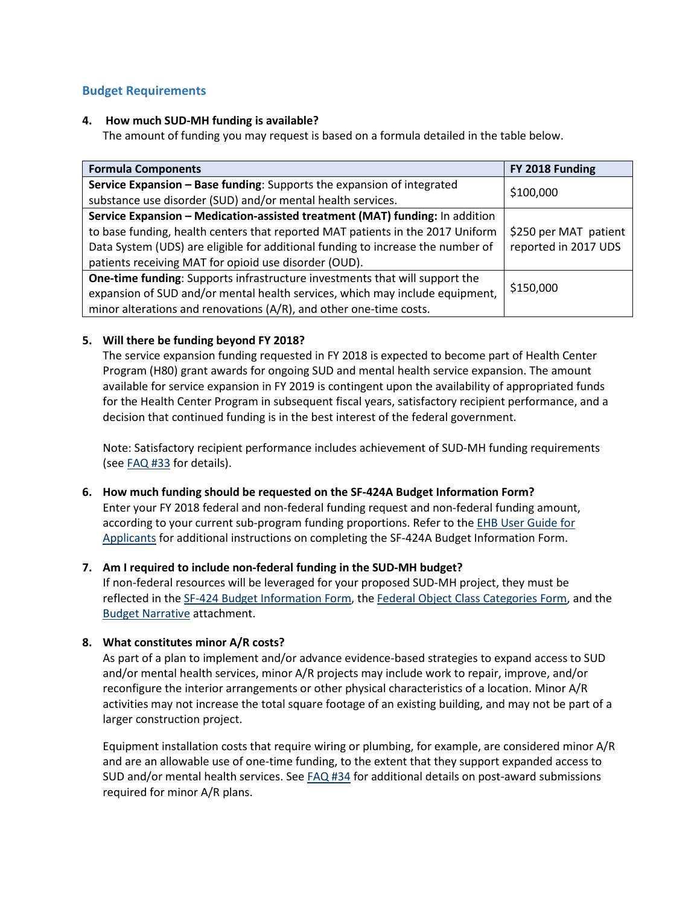## Budget Requirements

4. **How much SUD-MH funding is available?**
   The amount of funding you may request is based on a formula detailed in the table below.

| Formula Components | FY 2018 Funding |
|---|---|
| **Service Expansion – Base funding**: Supports the expansion of integrated substance use disorder (SUD) and/or mental health services. | $100,000 |
| **Service Expansion – Medication-assisted treatment (MAT) funding:** In addition to base funding, health centers that reported MAT patients in the 2017 Uniform Data System (UDS) are eligible for additional funding to increase the number of patients receiving MAT for opioid use disorder (OUD). | $250 per MAT patient reported in 2017 UDS |
| **One-time funding**: Supports infrastructure investments that will support the expansion of SUD and/or mental health services, which may include equipment, minor alterations and renovations (A/R), and other one-time costs. | $150,000 |

5. **Will there be funding beyond FY 2018?**
   The service expansion funding requested in FY 2018 is expected to become part of Health Center Program (H80) grant awards for ongoing SUD and mental health service expansion. The amount available for service expansion in FY 2019 is contingent upon the availability of appropriated funds for the Health Center Program in subsequent fiscal years, satisfactory recipient performance, and a decision that continued funding is in the best interest of the federal government.

   Note: Satisfactory recipient performance includes achievement of SUD-MH funding requirements (see FAQ #33 for details).

6. **How much funding should be requested on the SF-424A Budget Information Form?**
   Enter your FY 2018 federal and non-federal funding request and non-federal funding amount, according to your current sub-program funding proportions. Refer to the EHB User Guide for Applicants for additional instructions on completing the SF-424A Budget Information Form.

7. **Am I required to include non-federal funding in the SUD-MH budget?**
   If non-federal resources will be leveraged for your proposed SUD-MH project, they must be reflected in the SF-424 Budget Information Form, the Federal Object Class Categories Form, and the Budget Narrative attachment.

8. **What constitutes minor A/R costs?**
   As part of a plan to implement and/or advance evidence-based strategies to expand access to SUD and/or mental health services, minor A/R projects may include work to repair, improve, and/or reconfigure the interior arrangements or other physical characteristics of a location. Minor A/R activities may not increase the total square footage of an existing building, and may not be part of a larger construction project.

   Equipment installation costs that require wiring or plumbing, for example, are considered minor A/R and are an allowable use of one-time funding, to the extent that they support expanded access to SUD and/or mental health services. See FAQ #34 for additional details on post-award submissions required for minor A/R plans.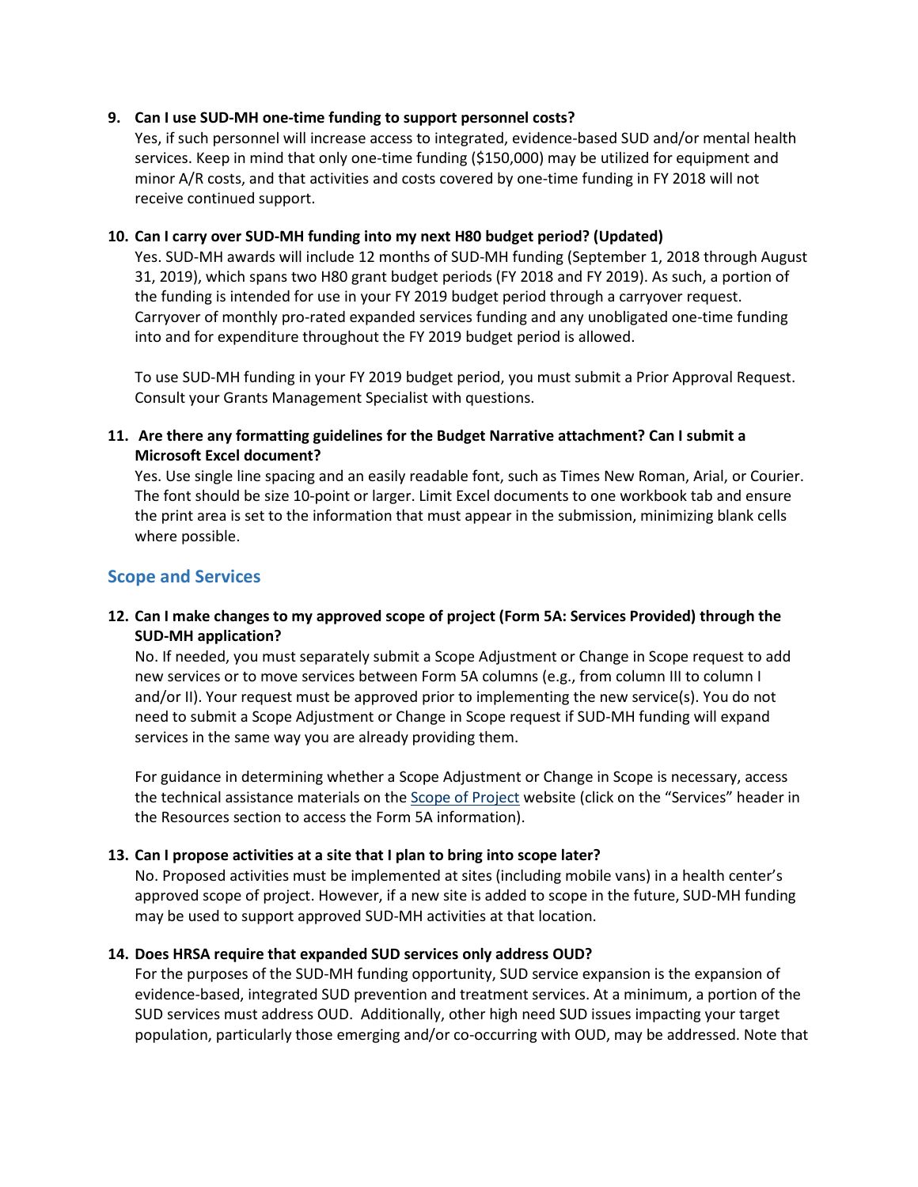9. **Can I use SUD-MH one-time funding to support personnel costs?**
   Yes, if such personnel will increase access to integrated, evidence-based SUD and/or mental health services. Keep in mind that only one-time funding ($150,000) may be utilized for equipment and minor A/R costs, and that activities and costs covered by one-time funding in FY 2018 will not receive continued support.

10. **Can I carry over SUD-MH funding into my next H80 budget period? (Updated)**
    Yes. SUD-MH awards will include 12 months of SUD-MH funding (September 1, 2018 through August 31, 2019), which spans two H80 grant budget periods (FY 2018 and FY 2019). As such, a portion of the funding is intended for use in your FY 2019 budget period through a carryover request. Carryover of monthly pro-rated expanded services funding and any unobligated one-time funding into and for expenditure throughout the FY 2019 budget period is allowed.

    To use SUD-MH funding in your FY 2019 budget period, you must submit a Prior Approval Request. Consult your Grants Management Specialist with questions.

11. **Are there any formatting guidelines for the Budget Narrative attachment? Can I submit a Microsoft Excel document?**
    Yes. Use single line spacing and an easily readable font, such as Times New Roman, Arial, or Courier. The font should be size 10-point or larger. Limit Excel documents to one workbook tab and ensure the print area is set to the information that must appear in the submission, minimizing blank cells where possible.

## Scope and Services

12. **Can I make changes to my approved scope of project (Form 5A: Services Provided) through the SUD-MH application?**
    No. If needed, you must separately submit a Scope Adjustment or Change in Scope request to add new services or to move services between Form 5A columns (e.g., from column III to column I and/or II). Your request must be approved prior to implementing the new service(s). You do not need to submit a Scope Adjustment or Change in Scope request if SUD-MH funding will expand services in the same way you are already providing them.

    For guidance in determining whether a Scope Adjustment or Change in Scope is necessary, access the technical assistance materials on the Scope of Project website (click on the "Services" header in the Resources section to access the Form 5A information).

13. **Can I propose activities at a site that I plan to bring into scope later?**
    No. Proposed activities must be implemented at sites (including mobile vans) in a health center's approved scope of project. However, if a new site is added to scope in the future, SUD-MH funding may be used to support approved SUD-MH activities at that location.

14. **Does HRSA require that expanded SUD services only address OUD?**
    For the purposes of the SUD-MH funding opportunity, SUD service expansion is the expansion of evidence-based, integrated SUD prevention and treatment services. At a minimum, a portion of the SUD services must address OUD. Additionally, other high need SUD issues impacting your target population, particularly those emerging and/or co-occurring with OUD, may be addressed. Note that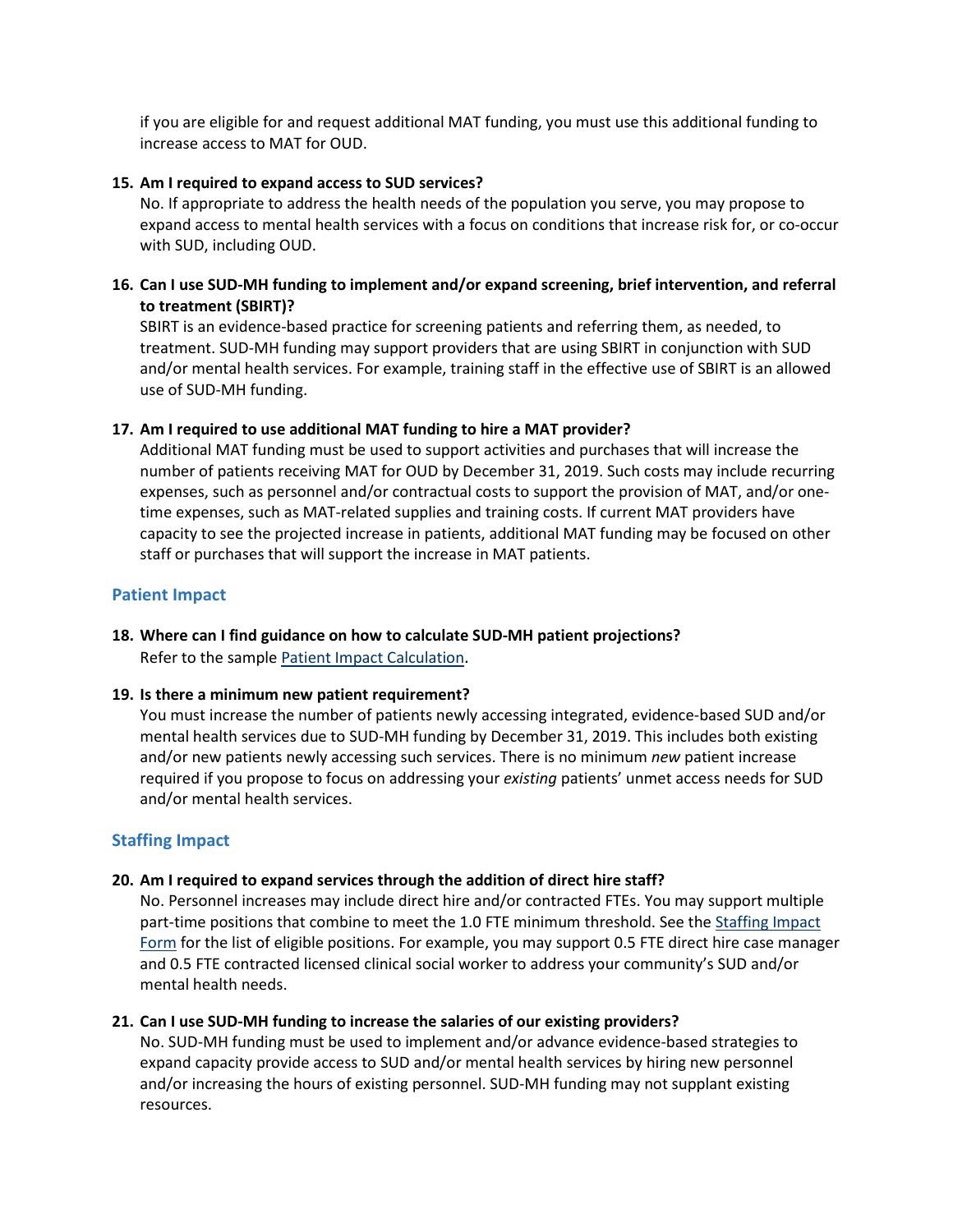if you are eligible for and request additional MAT funding, you must use this additional funding to increase access to MAT for OUD.

15. **Am I required to expand access to SUD services?**
    No. If appropriate to address the health needs of the population you serve, you may propose to expand access to mental health services with a focus on conditions that increase risk for, or co-occur with SUD, including OUD.

16. **Can I use SUD-MH funding to implement and/or expand screening, brief intervention, and referral to treatment (SBIRT)?**
    SBIRT is an evidence-based practice for screening patients and referring them, as needed, to treatment. SUD-MH funding may support providers that are using SBIRT in conjunction with SUD and/or mental health services. For example, training staff in the effective use of SBIRT is an allowed use of SUD-MH funding.

17. **Am I required to use additional MAT funding to hire a MAT provider?**
    Additional MAT funding must be used to support activities and purchases that will increase the number of patients receiving MAT for OUD by December 31, 2019. Such costs may include recurring expenses, such as personnel and/or contractual costs to support the provision of MAT, and/or one-time expenses, such as MAT-related supplies and training costs. If current MAT providers have capacity to see the projected increase in patients, additional MAT funding may be focused on other staff or purchases that will support the increase in MAT patients.

## Patient Impact

18. **Where can I find guidance on how to calculate SUD-MH patient projections?**
    Refer to the sample Patient Impact Calculation.

19. **Is there a minimum new patient requirement?**
    You must increase the number of patients newly accessing integrated, evidence-based SUD and/or mental health services due to SUD-MH funding by December 31, 2019. This includes both existing and/or new patients newly accessing such services. There is no minimum *new* patient increase required if you propose to focus on addressing your *existing* patients' unmet access needs for SUD and/or mental health services.

## Staffing Impact

20. **Am I required to expand services through the addition of direct hire staff?**
    No. Personnel increases may include direct hire and/or contracted FTEs. You may support multiple part-time positions that combine to meet the 1.0 FTE minimum threshold. See the Staffing Impact Form for the list of eligible positions. For example, you may support 0.5 FTE direct hire case manager and 0.5 FTE contracted licensed clinical social worker to address your community's SUD and/or mental health needs.

21. **Can I use SUD-MH funding to increase the salaries of our existing providers?**
    No. SUD-MH funding must be used to implement and/or advance evidence-based strategies to expand capacity provide access to SUD and/or mental health services by hiring new personnel and/or increasing the hours of existing personnel. SUD-MH funding may not supplant existing resources.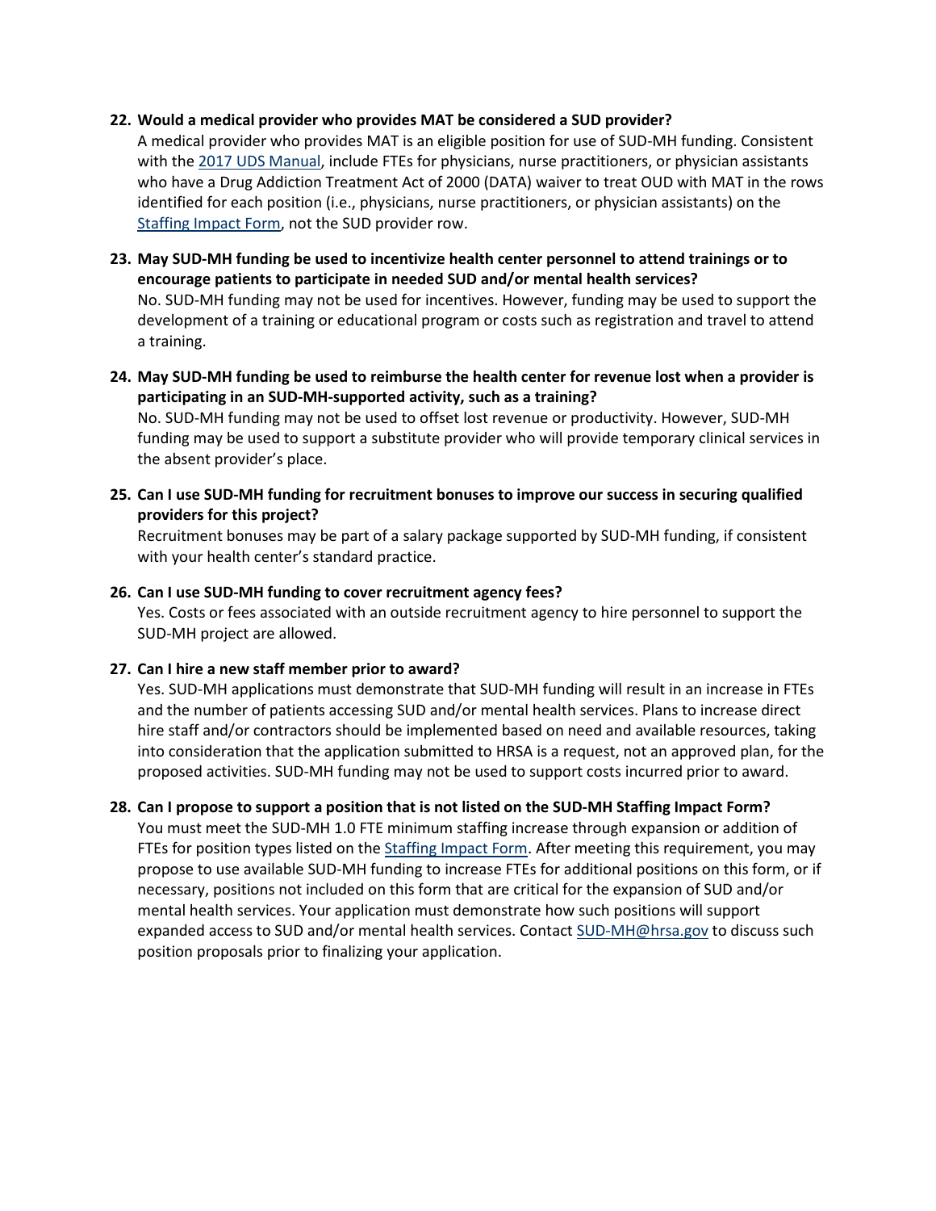22. **Would a medical provider who provides MAT be considered a SUD provider?**
    A medical provider who provides MAT is an eligible position for use of SUD-MH funding. Consistent with the 2017 UDS Manual, include FTEs for physicians, nurse practitioners, or physician assistants who have a Drug Addiction Treatment Act of 2000 (DATA) waiver to treat OUD with MAT in the rows identified for each position (i.e., physicians, nurse practitioners, or physician assistants) on the Staffing Impact Form, not the SUD provider row.

23. **May SUD-MH funding be used to incentivize health center personnel to attend trainings or to encourage patients to participate in needed SUD and/or mental health services?**
    No. SUD-MH funding may not be used for incentives. However, funding may be used to support the development of a training or educational program or costs such as registration and travel to attend a training.

24. **May SUD-MH funding be used to reimburse the health center for revenue lost when a provider is participating in an SUD-MH-supported activity, such as a training?**
    No. SUD-MH funding may not be used to offset lost revenue or productivity. However, SUD-MH funding may be used to support a substitute provider who will provide temporary clinical services in the absent provider's place.

25. **Can I use SUD-MH funding for recruitment bonuses to improve our success in securing qualified providers for this project?**
    Recruitment bonuses may be part of a salary package supported by SUD-MH funding, if consistent with your health center's standard practice.

26. **Can I use SUD-MH funding to cover recruitment agency fees?**
    Yes. Costs or fees associated with an outside recruitment agency to hire personnel to support the SUD-MH project are allowed.

27. **Can I hire a new staff member prior to award?**
    Yes. SUD-MH applications must demonstrate that SUD-MH funding will result in an increase in FTEs and the number of patients accessing SUD and/or mental health services. Plans to increase direct hire staff and/or contractors should be implemented based on need and available resources, taking into consideration that the application submitted to HRSA is a request, not an approved plan, for the proposed activities. SUD-MH funding may not be used to support costs incurred prior to award.

28. **Can I propose to support a position that is not listed on the SUD-MH Staffing Impact Form?**
    You must meet the SUD-MH 1.0 FTE minimum staffing increase through expansion or addition of FTEs for position types listed on the Staffing Impact Form. After meeting this requirement, you may propose to use available SUD-MH funding to increase FTEs for additional positions on this form, or if necessary, positions not included on this form that are critical for the expansion of SUD and/or mental health services. Your application must demonstrate how such positions will support expanded access to SUD and/or mental health services. Contact SUD-MH@hrsa.gov to discuss such position proposals prior to finalizing your application.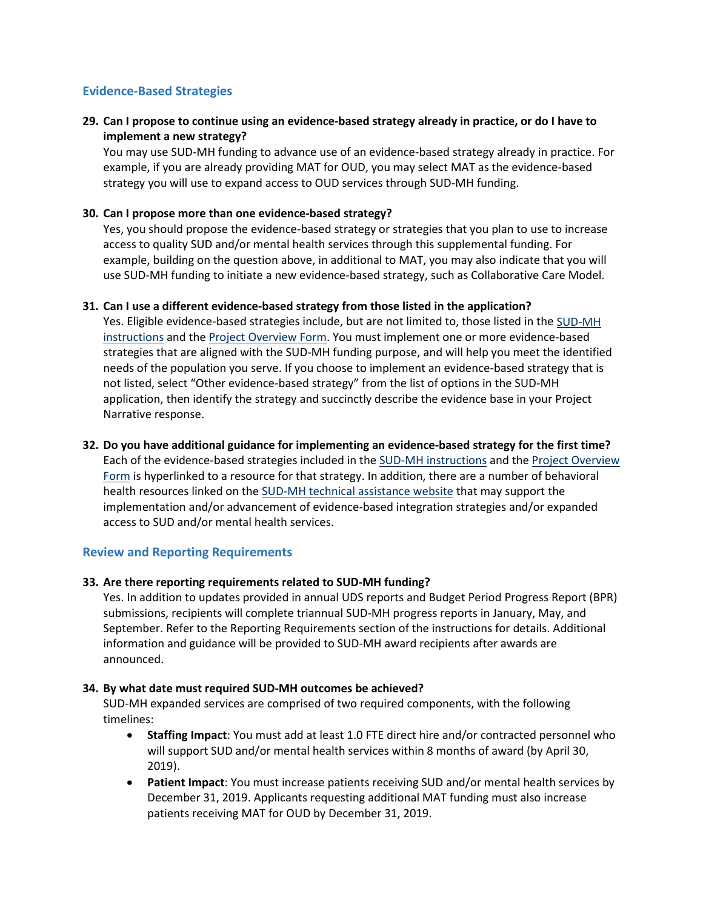## Evidence-Based Strategies

**29. Can I propose to continue using an evidence-based strategy already in practice, or do I have to implement a new strategy?**

You may use SUD-MH funding to advance use of an evidence-based strategy already in practice. For example, if you are already providing MAT for OUD, you may select MAT as the evidence-based strategy you will use to expand access to OUD services through SUD-MH funding.

**30. Can I propose more than one evidence-based strategy?**

Yes, you should propose the evidence-based strategy or strategies that you plan to use to increase access to quality SUD and/or mental health services through this supplemental funding. For example, building on the question above, in additional to MAT, you may also indicate that you will use SUD-MH funding to initiate a new evidence-based strategy, such as Collaborative Care Model.

**31. Can I use a different evidence-based strategy from those listed in the application?**

Yes. Eligible evidence-based strategies include, but are not limited to, those listed in the SUD-MH instructions and the Project Overview Form. You must implement one or more evidence-based strategies that are aligned with the SUD-MH funding purpose, and will help you meet the identified needs of the population you serve. If you choose to implement an evidence-based strategy that is not listed, select "Other evidence-based strategy" from the list of options in the SUD-MH application, then identify the strategy and succinctly describe the evidence base in your Project Narrative response.

**32. Do you have additional guidance for implementing an evidence-based strategy for the first time?**

Each of the evidence-based strategies included in the SUD-MH instructions and the Project Overview Form is hyperlinked to a resource for that strategy. In addition, there are a number of behavioral health resources linked on the SUD-MH technical assistance website that may support the implementation and/or advancement of evidence-based integration strategies and/or expanded access to SUD and/or mental health services.

## Review and Reporting Requirements

**33. Are there reporting requirements related to SUD-MH funding?**

Yes. In addition to updates provided in annual UDS reports and Budget Period Progress Report (BPR) submissions, recipients will complete triannual SUD-MH progress reports in January, May, and September. Refer to the Reporting Requirements section of the instructions for details. Additional information and guidance will be provided to SUD-MH award recipients after awards are announced.

**34. By what date must required SUD-MH outcomes be achieved?**

SUD-MH expanded services are comprised of two required components, with the following timelines:

- **Staffing Impact**: You must add at least 1.0 FTE direct hire and/or contracted personnel who will support SUD and/or mental health services within 8 months of award (by April 30, 2019).
- **Patient Impact**: You must increase patients receiving SUD and/or mental health services by December 31, 2019. Applicants requesting additional MAT funding must also increase patients receiving MAT for OUD by December 31, 2019.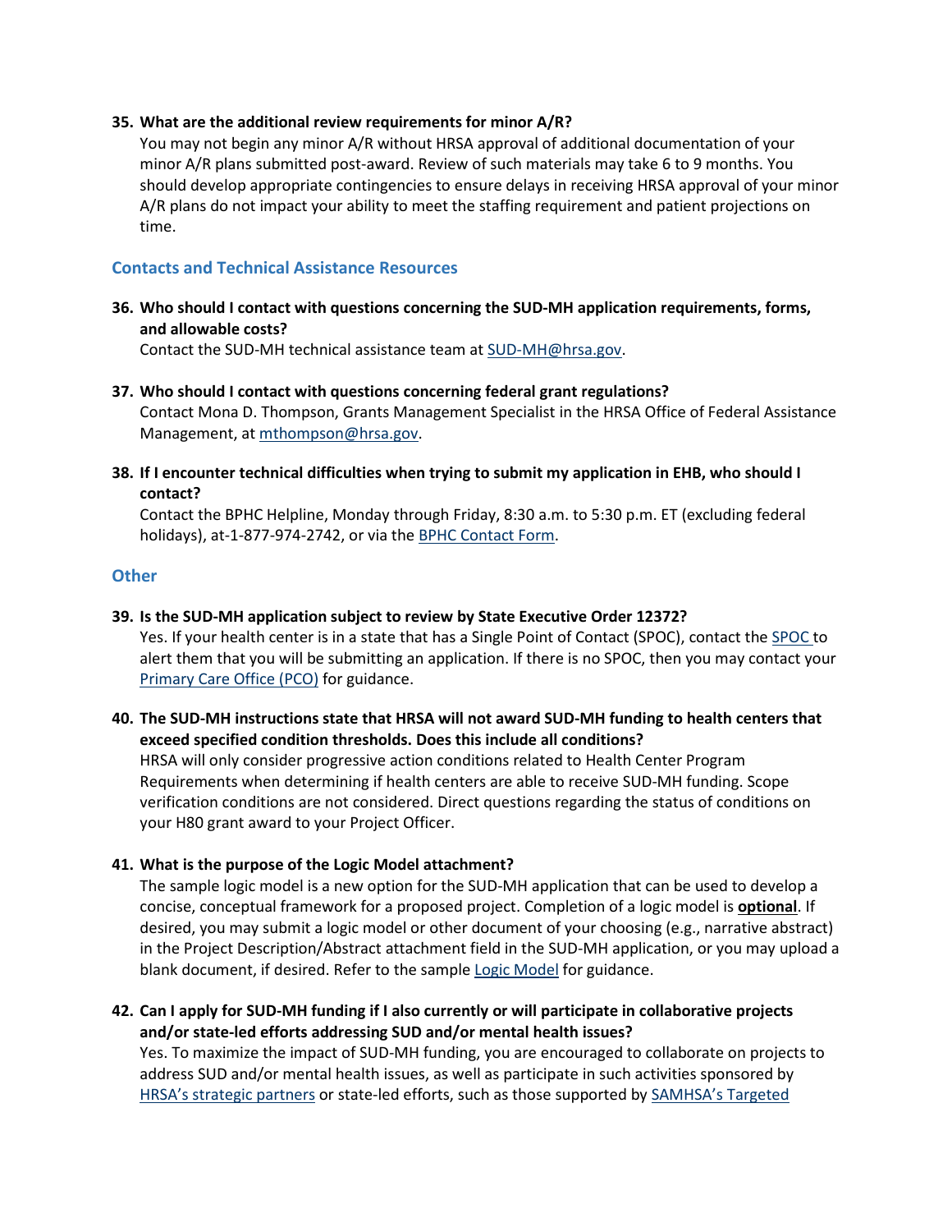**35. What are the additional review requirements for minor A/R?**

You may not begin any minor A/R without HRSA approval of additional documentation of your minor A/R plans submitted post-award. Review of such materials may take 6 to 9 months. You should develop appropriate contingencies to ensure delays in receiving HRSA approval of your minor A/R plans do not impact your ability to meet the staffing requirement and patient projections on time.

## Contacts and Technical Assistance Resources

**36. Who should I contact with questions concerning the SUD-MH application requirements, forms, and allowable costs?**

Contact the SUD-MH technical assistance team at SUD-MH@hrsa.gov.

**37. Who should I contact with questions concerning federal grant regulations?**

Contact Mona D. Thompson, Grants Management Specialist in the HRSA Office of Federal Assistance Management, at mthompson@hrsa.gov.

**38. If I encounter technical difficulties when trying to submit my application in EHB, who should I contact?**

Contact the BPHC Helpline, Monday through Friday, 8:30 a.m. to 5:30 p.m. ET (excluding federal holidays), at-1-877-974-2742, or via the BPHC Contact Form.

## Other

**39. Is the SUD-MH application subject to review by State Executive Order 12372?**

Yes. If your health center is in a state that has a Single Point of Contact (SPOC), contact the SPOC to alert them that you will be submitting an application. If there is no SPOC, then you may contact your Primary Care Office (PCO) for guidance.

**40. The SUD-MH instructions state that HRSA will not award SUD-MH funding to health centers that exceed specified condition thresholds. Does this include all conditions?**

HRSA will only consider progressive action conditions related to Health Center Program Requirements when determining if health centers are able to receive SUD-MH funding. Scope verification conditions are not considered. Direct questions regarding the status of conditions on your H80 grant award to your Project Officer.

**41. What is the purpose of the Logic Model attachment?**

The sample logic model is a new option for the SUD-MH application that can be used to develop a concise, conceptual framework for a proposed project. Completion of a logic model is **optional**. If desired, you may submit a logic model or other document of your choosing (e.g., narrative abstract) in the Project Description/Abstract attachment field in the SUD-MH application, or you may upload a blank document, if desired. Refer to the sample Logic Model for guidance.

**42. Can I apply for SUD-MH funding if I also currently or will participate in collaborative projects and/or state-led efforts addressing SUD and/or mental health issues?**

Yes. To maximize the impact of SUD-MH funding, you are encouraged to collaborate on projects to address SUD and/or mental health issues, as well as participate in such activities sponsored by HRSA's strategic partners or state-led efforts, such as those supported by SAMHSA's Targeted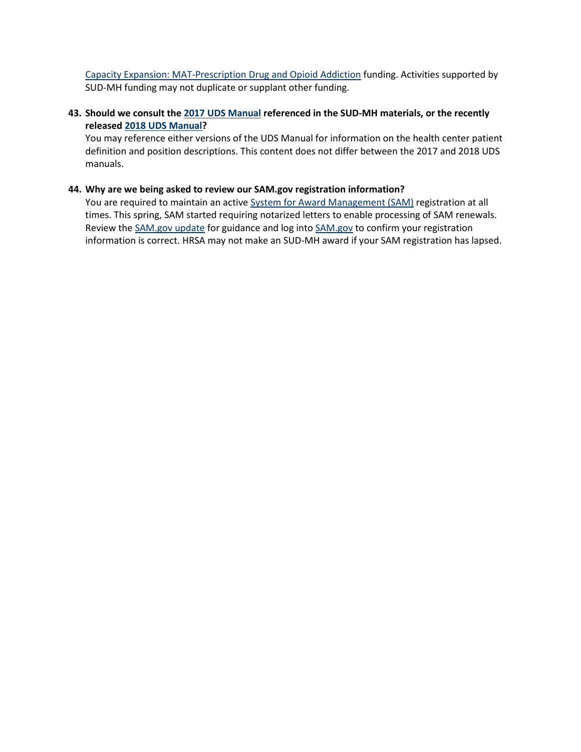Capacity Expansion: MAT-Prescription Drug and Opioid Addiction funding. Activities supported by SUD-MH funding may not duplicate or supplant other funding.

**43. Should we consult the 2017 UDS Manual referenced in the SUD-MH materials, or the recently released 2018 UDS Manual?**

You may reference either versions of the UDS Manual for information on the health center patient definition and position descriptions. This content does not differ between the 2017 and 2018 UDS manuals.

**44. Why are we being asked to review our SAM.gov registration information?**

You are required to maintain an active System for Award Management (SAM) registration at all times. This spring, SAM started requiring notarized letters to enable processing of SAM renewals. Review the SAM.gov update for guidance and log into SAM.gov to confirm your registration information is correct. HRSA may not make an SUD-MH award if your SAM registration has lapsed.